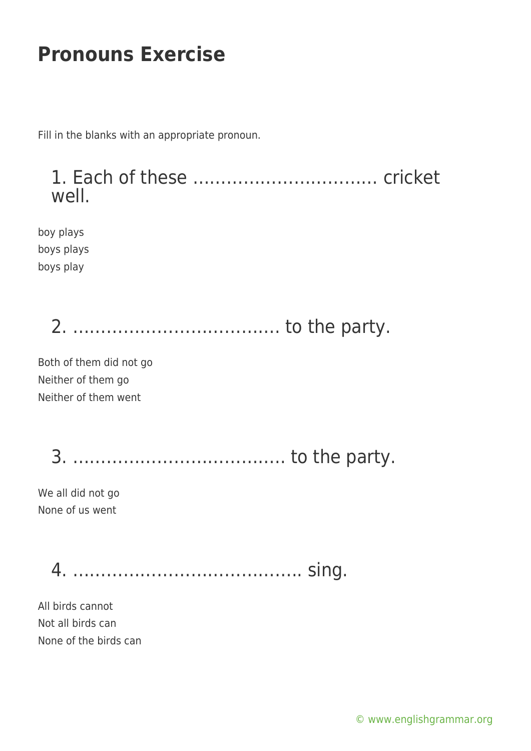# Pronouns Exercise

Fill in the blanks with an appropriate pronoun.

## 1. Each of these ................................ cricket well.

boy plays
boys plays
boys play

## 2. .................................... to the party.

Both of them did not go
Neither of them go
Neither of them went

## 3. ..................................... to the party.

We all did not go
None of us went

## 4. ........................................ sing.

All birds cannot
Not all birds can
None of the birds can

© www.englishgrammar.org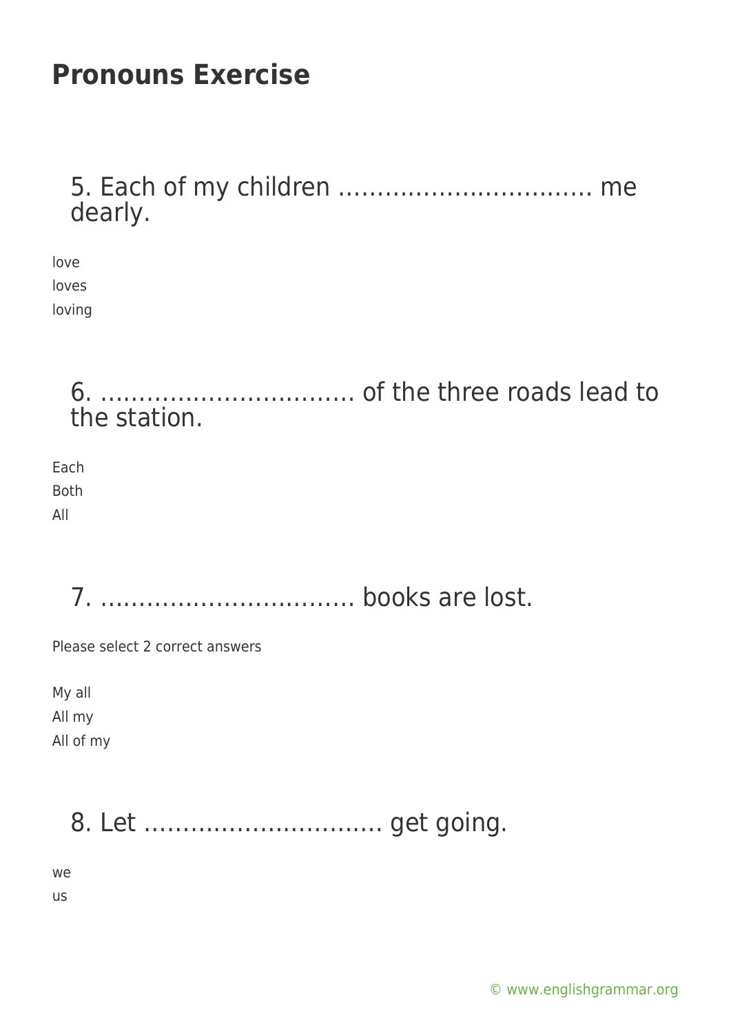# Pronouns Exercise

## 5. Each of my children ……………………………. me dearly.

love
loves
loving

## 6. ……………………………. of the three roads lead to the station.

Each
Both
All

## 7. ……………………………. books are lost.

Please select 2 correct answers

My all
All my
All of my

## 8. Let ………………………….. get going.

we
us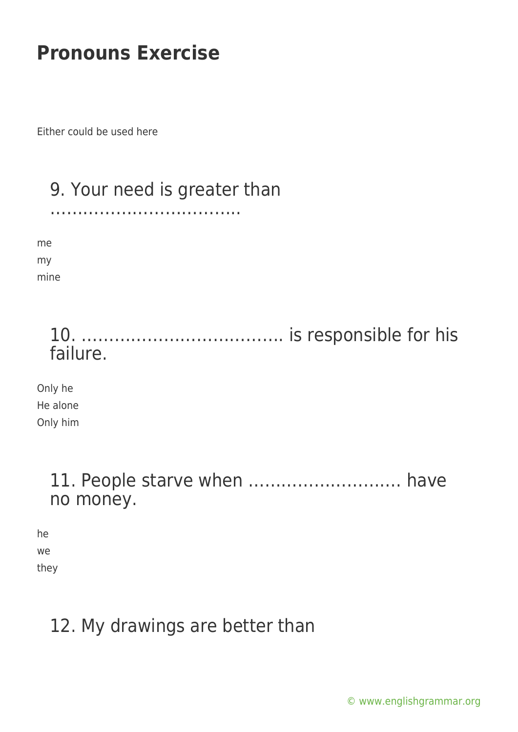# Pronouns Exercise

Either could be used here

## 9. Your need is greater than ……………………………..

me
my
mine

## 10. ……………………………… is responsible for his failure.

Only he
He alone
Only him

## 11. People starve when ………………………. have no money.

he
we
they

## 12. My drawings are better than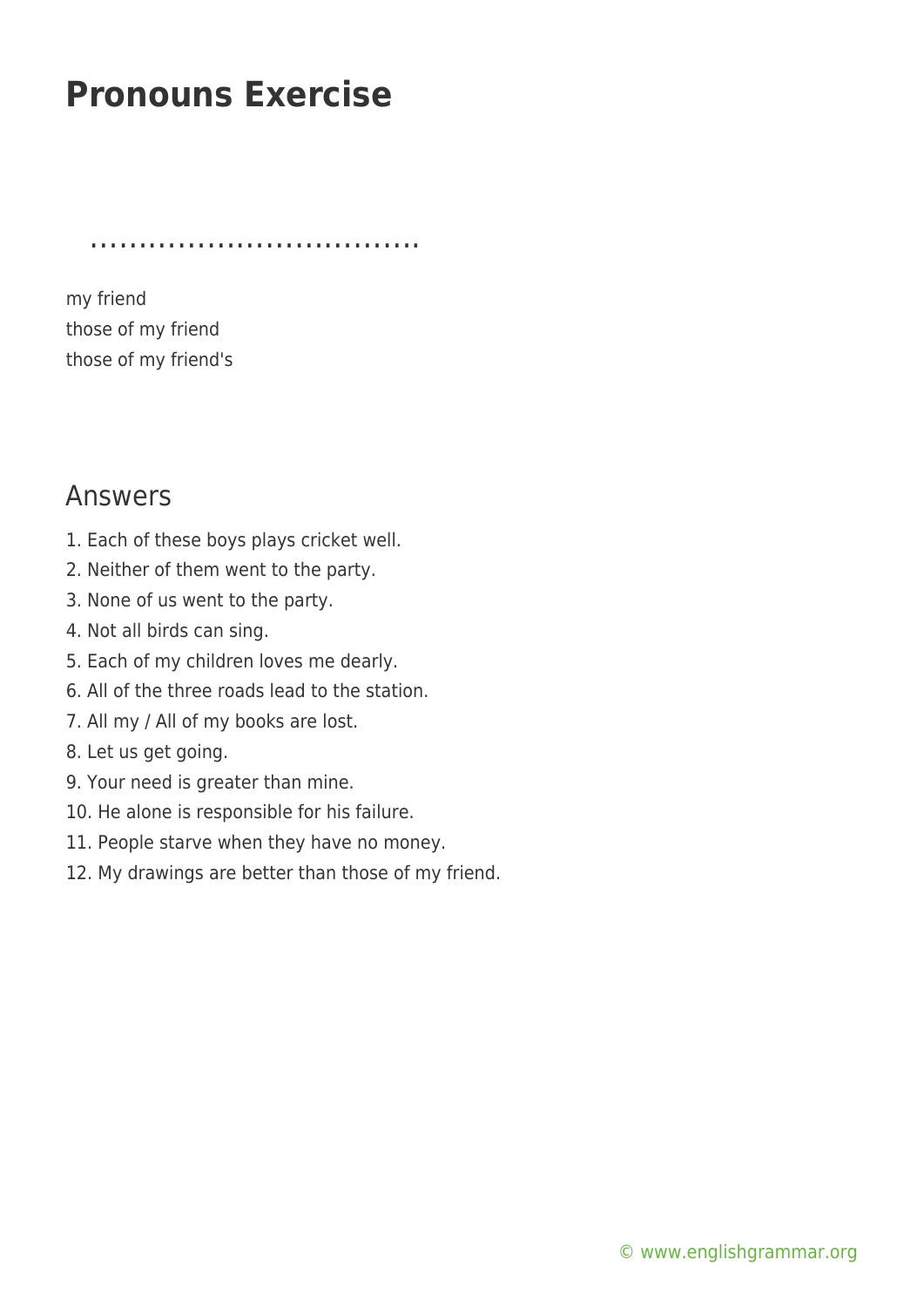# Pronouns Exercise

…………………………….

my friend
those of my friend
those of my friend's

## Answers

1. Each of these boys plays cricket well.
2. Neither of them went to the party.
3. None of us went to the party.
4. Not all birds can sing.
5. Each of my children loves me dearly.
6. All of the three roads lead to the station.
7. All my / All of my books are lost.
8. Let us get going.
9. Your need is greater than mine.
10. He alone is responsible for his failure.
11. People starve when they have no money.
12. My drawings are better than those of my friend.